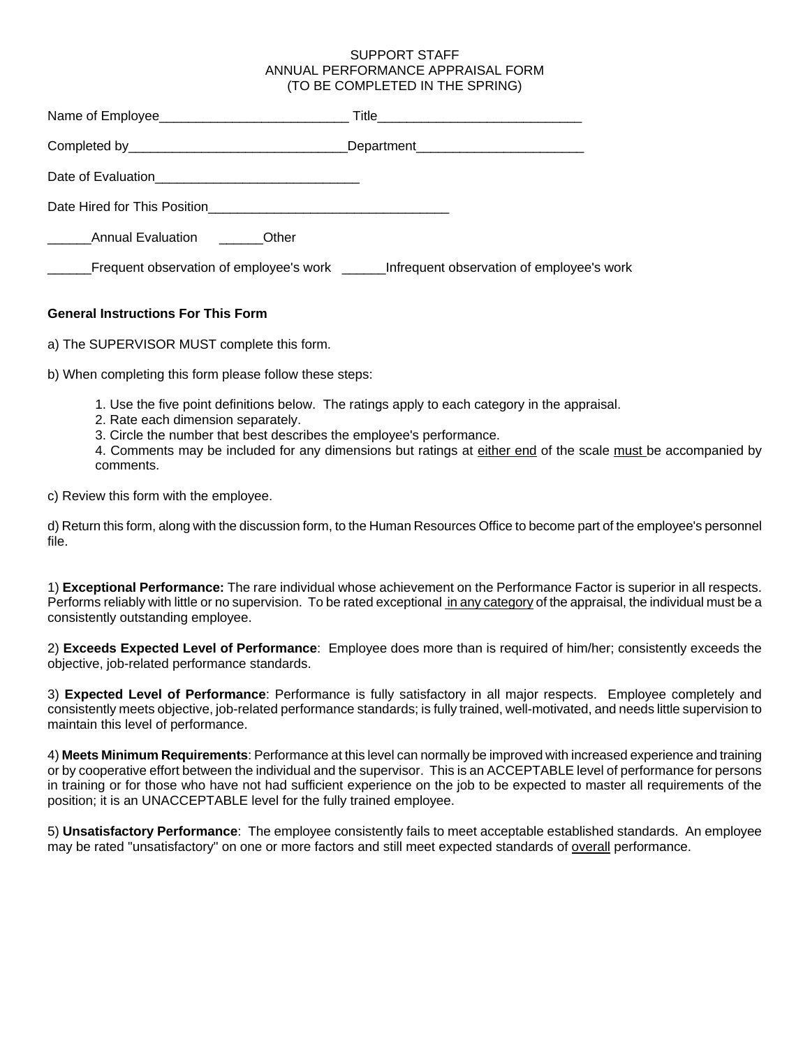SUPPORT STAFF
ANNUAL PERFORMANCE APPRAISAL FORM
(TO BE COMPLETED IN THE SPRING)

Name of Employee__________________________ Title____________________________

Completed by______________________________Department_______________________

Date of Evaluation____________________________

Date Hired for This Position_________________________________

______Annual Evaluation ______Other

______Frequent observation of employee's work ______Infrequent observation of employee's work

**General Instructions For This Form**

a) The SUPERVISOR MUST complete this form.

b) When completing this form please follow these steps:

1. Use the five point definitions below. The ratings apply to each category in the appraisal.
2. Rate each dimension separately.
3. Circle the number that best describes the employee's performance.
4. Comments may be included for any dimensions but ratings at <u>either end</u> of the scale <u>must</u> be accompanied by comments.

c) Review this form with the employee.

d) Return this form, along with the discussion form, to the Human Resources Office to become part of the employee's personnel file.

1) **Exceptional Performance:** The rare individual whose achievement on the Performance Factor is superior in all respects. Performs reliably with little or no supervision. To be rated exceptional <u>in any category</u> of the appraisal, the individual must be a consistently outstanding employee.

2) **Exceeds Expected Level of Performance**: Employee does more than is required of him/her; consistently exceeds the objective, job-related performance standards.

3) **Expected Level of Performance**: Performance is fully satisfactory in all major respects. Employee completely and consistently meets objective, job-related performance standards; is fully trained, well-motivated, and needs little supervision to maintain this level of performance.

4) **Meets Minimum Requirements**: Performance at this level can normally be improved with increased experience and training or by cooperative effort between the individual and the supervisor. This is an ACCEPTABLE level of performance for persons in training or for those who have not had sufficient experience on the job to be expected to master all requirements of the position; it is an UNACCEPTABLE level for the fully trained employee.

5) **Unsatisfactory Performance**: The employee consistently fails to meet acceptable established standards. An employee may be rated "unsatisfactory" on one or more factors and still meet expected standards of <u>overall</u> performance.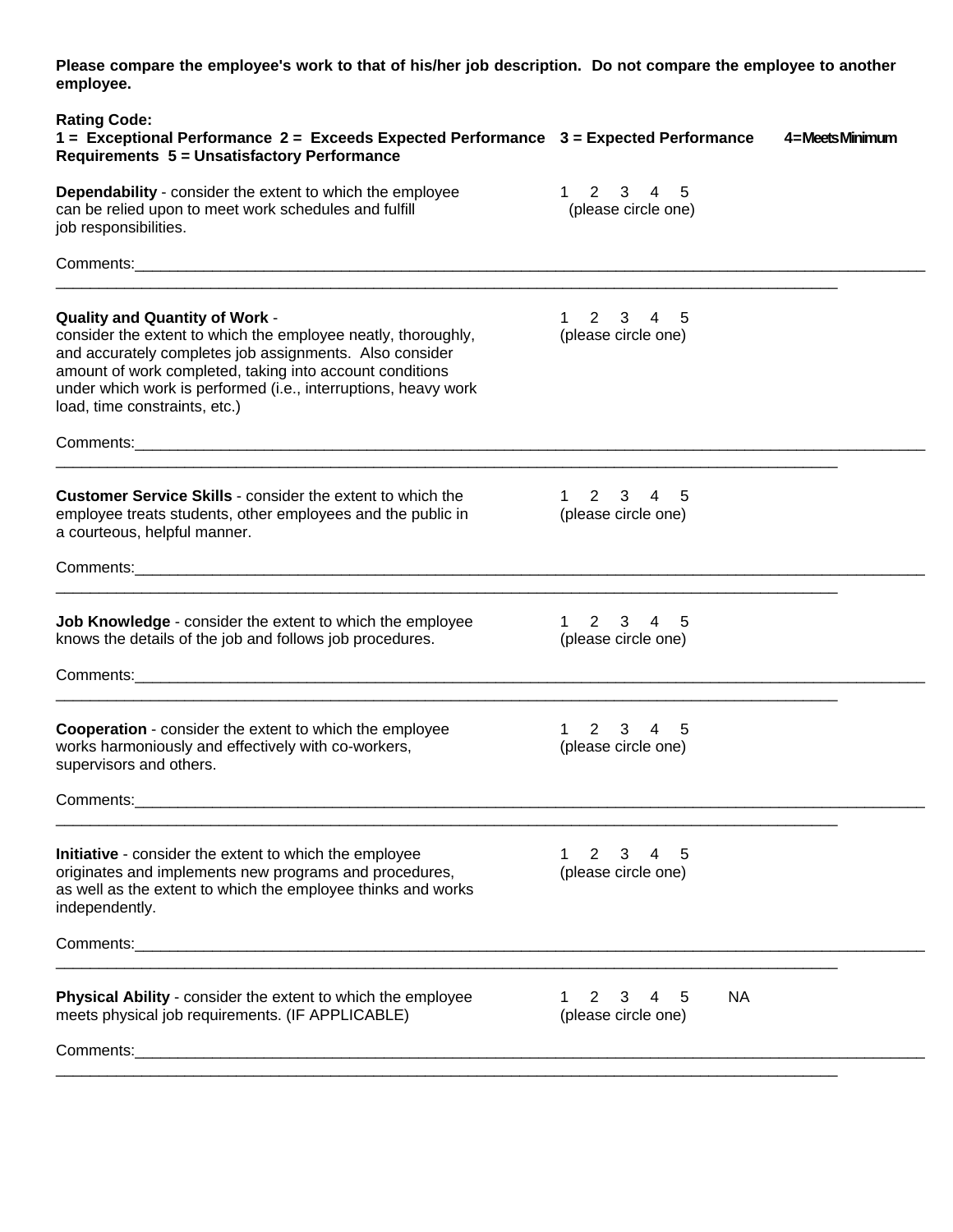**Please compare the employee's work to that of his/her job description. Do not compare the employee to another employee.**

**Rating Code:**
**1 = Exceptional Performance 2 = Exceeds Expected Performance 3 = Expected Performance 4=Meets Minimum Requirements 5 = Unsatisfactory Performance**

**Dependability** - consider the extent to which the employee can be relied upon to meet work schedules and fulfill job responsibilities.

1 2 3 4 5
(please circle one)

Comments:_____________________________________________________________________________________________
_____________________________________________________________________________________________

**Quality and Quantity of Work** - consider the extent to which the employee neatly, thoroughly, and accurately completes job assignments. Also consider amount of work completed, taking into account conditions under which work is performed (i.e., interruptions, heavy work load, time constraints, etc.)

1 2 3 4 5
(please circle one)

Comments:_____________________________________________________________________________________________
_____________________________________________________________________________________________

**Customer Service Skills** - consider the extent to which the employee treats students, other employees and the public in a courteous, helpful manner.

1 2 3 4 5
(please circle one)

Comments:_____________________________________________________________________________________________
_____________________________________________________________________________________________

**Job Knowledge** - consider the extent to which the employee knows the details of the job and follows job procedures.

1 2 3 4 5
(please circle one)

Comments:_____________________________________________________________________________________________
_____________________________________________________________________________________________

**Cooperation** - consider the extent to which the employee works harmoniously and effectively with co-workers, supervisors and others.

1 2 3 4 5
(please circle one)

Comments:_____________________________________________________________________________________________
_____________________________________________________________________________________________

**Initiative** - consider the extent to which the employee originates and implements new programs and procedures, as well as the extent to which the employee thinks and works independently.

1 2 3 4 5
(please circle one)

Comments:_____________________________________________________________________________________________
_____________________________________________________________________________________________

**Physical Ability** - consider the extent to which the employee meets physical job requirements. (IF APPLICABLE)

1 2 3 4 5 NA
(please circle one)

Comments:_____________________________________________________________________________________________
_____________________________________________________________________________________________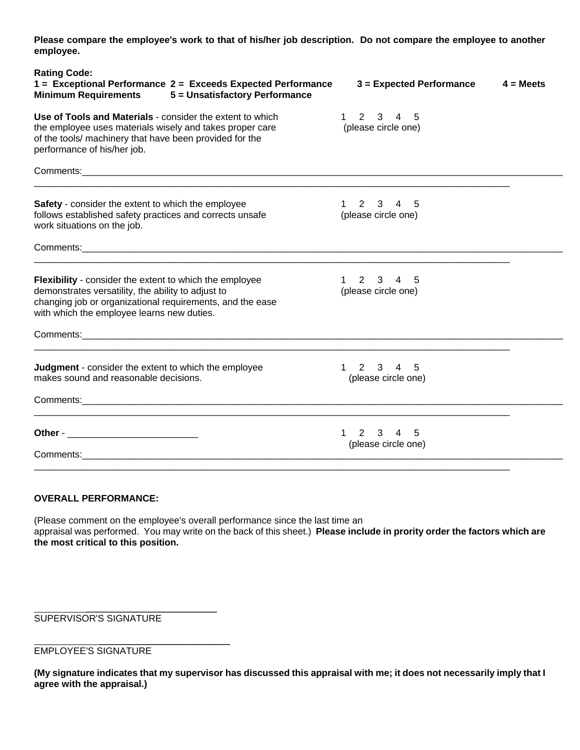**Please compare the employee's work to that of his/her job description. Do not compare the employee to another employee.**

**Rating Code:**
**1 = Exceptional Performance 2 = Exceeds Expected Performance 3 = Expected Performance 4 = Meets Minimum Requirements 5 = Unsatisfactory Performance**

**Use of Tools and Materials** - consider the extent to which the employee uses materials wisely and takes proper care of the tools/ machinery that have been provided for the performance of his/her job.

1 2 3 4 5
(please circle one)

Comments:____________________________________________________________________________________________
________________________________________________________________________________________

**Safety** - consider the extent to which the employee follows established safety practices and corrects unsafe work situations on the job.

1 2 3 4 5
(please circle one)

Comments:____________________________________________________________________________________________
________________________________________________________________________________________

**Flexibility** - consider the extent to which the employee demonstrates versatility, the ability to adjust to changing job or organizational requirements, and the ease with which the employee learns new duties.

1 2 3 4 5
(please circle one)

Comments:____________________________________________________________________________________________
________________________________________________________________________________________

**Judgment** - consider the extent to which the employee makes sound and reasonable decisions.

1 2 3 4 5
(please circle one)

Comments:____________________________________________________________________________________________
________________________________________________________________________________________

**Other** - _________________________

1 2 3 4 5
(please circle one)

Comments:____________________________________________________________________________________________
________________________________________________________________________________________

**OVERALL PERFORMANCE:**

(Please comment on the employee's overall performance since the last time an appraisal was performed. You may write on the back of this sheet.) **Please include in prority order the factors which are the most critical to this position.**

_________________________________
SUPERVISOR'S SIGNATURE

_________________________________
EMPLOYEE'S SIGNATURE

**(My signature indicates that my supervisor has discussed this appraisal with me; it does not necessarily imply that I agree with the appraisal.)**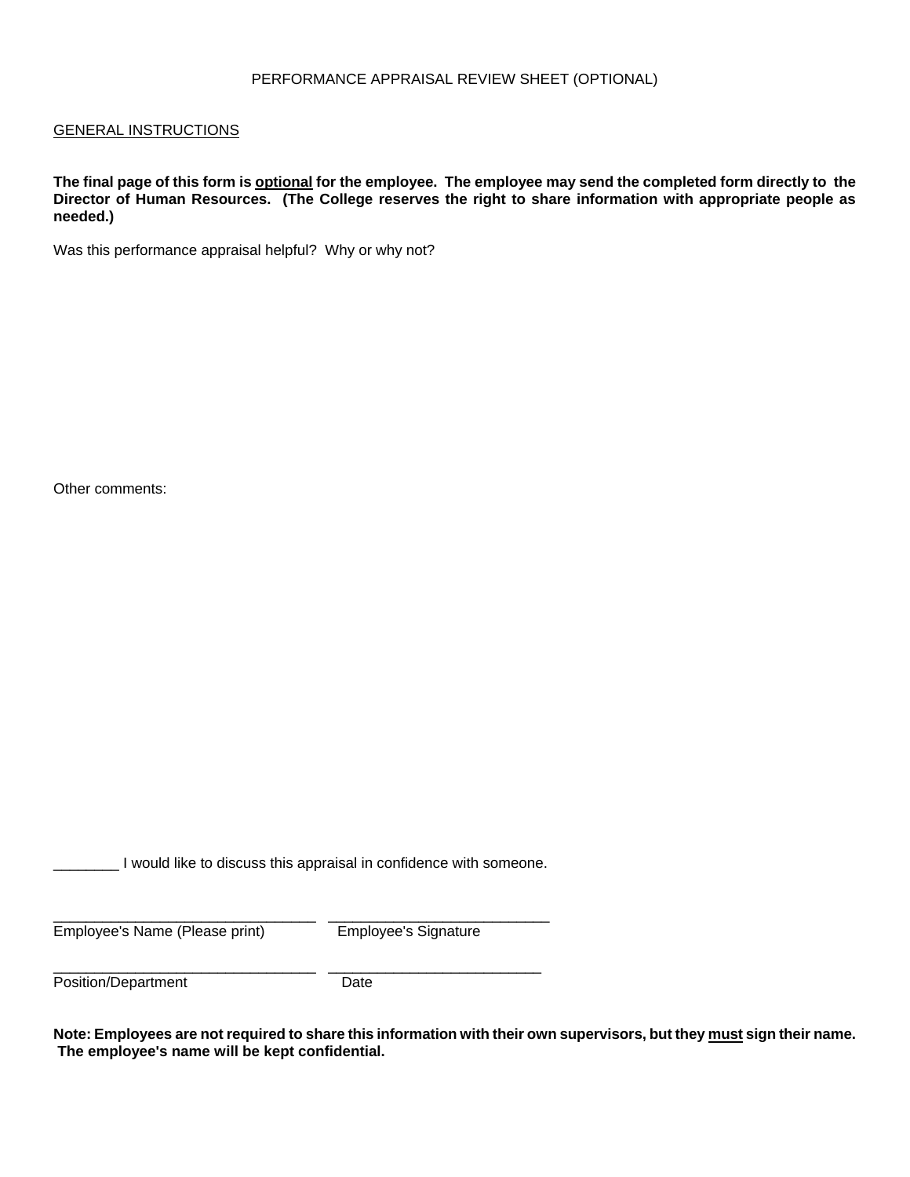PERFORMANCE APPRAISAL REVIEW SHEET (OPTIONAL)

<u>GENERAL INSTRUCTIONS</u>

**The final page of this form is <u>optional</u> for the employee. The employee may send the completed form directly to the Director of Human Resources. (The College reserves the right to share information with appropriate people as needed.)**

Was this performance appraisal helpful? Why or why not?

Other comments:

________ I would like to discuss this appraisal in confidence with someone.

________________________________ ___________________________
Employee's Name (Please print) Employee's Signature

________________________________ ___________________________
Position/Department Date

**Note: Employees are not required to share this information with their own supervisors, but they <u>must</u> sign their name. The employee's name will be kept confidential.**